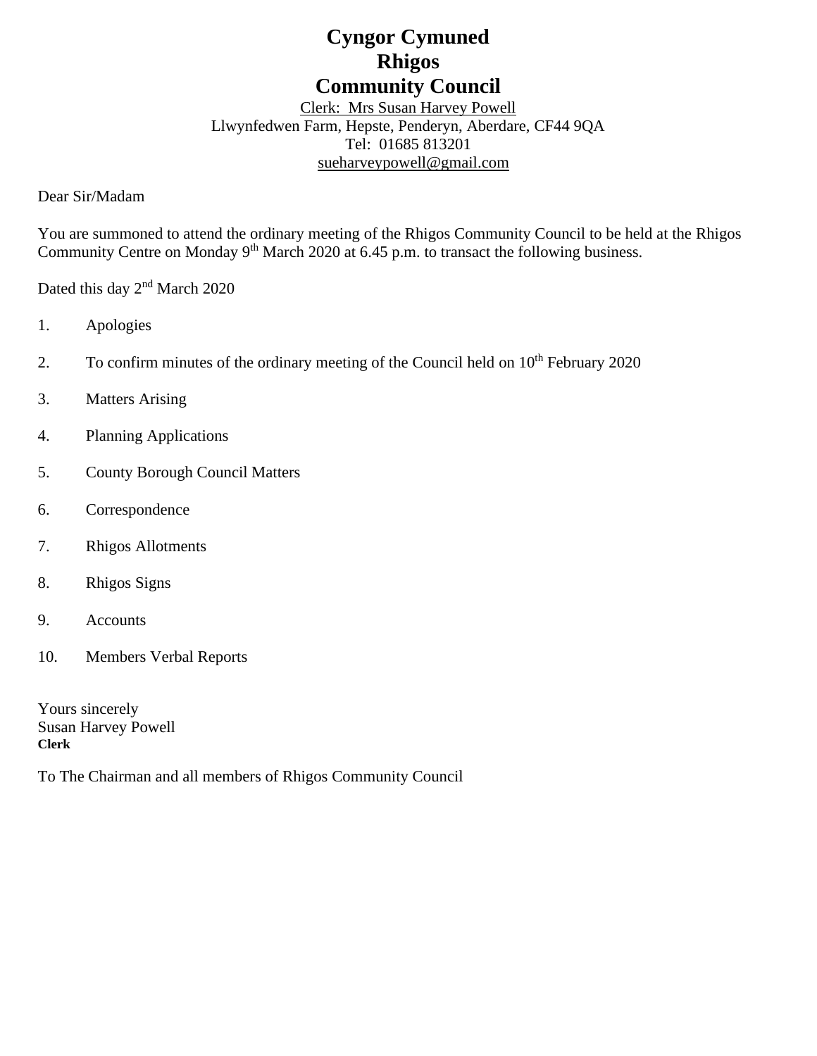# Cyngor Cymuned
# Rhigos
# Community Council

Clerk: Mrs Susan Harvey Powell
Llwynfedwen Farm, Hepste, Penderyn, Aberdare, CF44 9QA
Tel: 01685 813201
sueharveypowell@gmail.com

Dear Sir/Madam

You are summoned to attend the ordinary meeting of the Rhigos Community Council to be held at the Rhigos Community Centre on Monday 9th March 2020 at 6.45 p.m. to transact the following business.

Dated this day 2nd March 2020

1. Apologies
2. To confirm minutes of the ordinary meeting of the Council held on 10th February 2020
3. Matters Arising
4. Planning Applications
5. County Borough Council Matters
6. Correspondence
7. Rhigos Allotments
8. Rhigos Signs
9. Accounts
10. Members Verbal Reports

Yours sincerely
Susan Harvey Powell
**Clerk**

To The Chairman and all members of Rhigos Community Council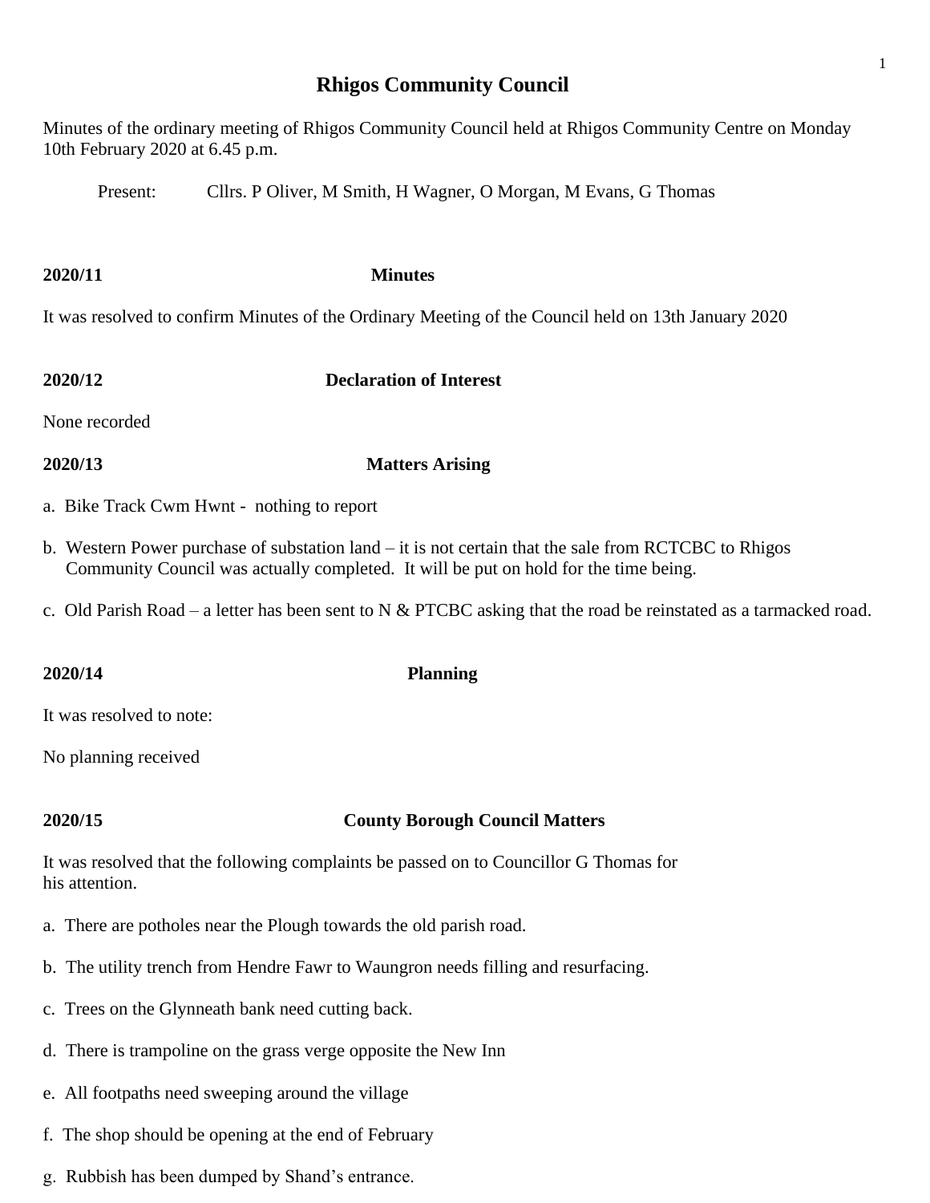# Rhigos Community Council

Minutes of the ordinary meeting of Rhigos Community Council held at Rhigos Community Centre on Monday 10th February 2020 at 6.45 p.m.

Present: Cllrs. P Oliver, M Smith, H Wagner, O Morgan, M Evans, G Thomas

**2020/11 Minutes**

It was resolved to confirm Minutes of the Ordinary Meeting of the Council held on 13th January 2020

**2020/12 Declaration of Interest**

None recorded

**2020/13 Matters Arising**

a. Bike Track Cwm Hwnt - nothing to report

b. Western Power purchase of substation land – it is not certain that the sale from RCTCBC to Rhigos Community Council was actually completed. It will be put on hold for the time being.

c. Old Parish Road – a letter has been sent to N & PTCBC asking that the road be reinstated as a tarmacked road.

**2020/14 Planning**

It was resolved to note:

No planning received

**2020/15 County Borough Council Matters**

It was resolved that the following complaints be passed on to Councillor G Thomas for his attention.

a. There are potholes near the Plough towards the old parish road.

b. The utility trench from Hendre Fawr to Waungron needs filling and resurfacing.

c. Trees on the Glynneath bank need cutting back.

d. There is trampoline on the grass verge opposite the New Inn

e. All footpaths need sweeping around the village

f. The shop should be opening at the end of February

g. Rubbish has been dumped by Shand's entrance.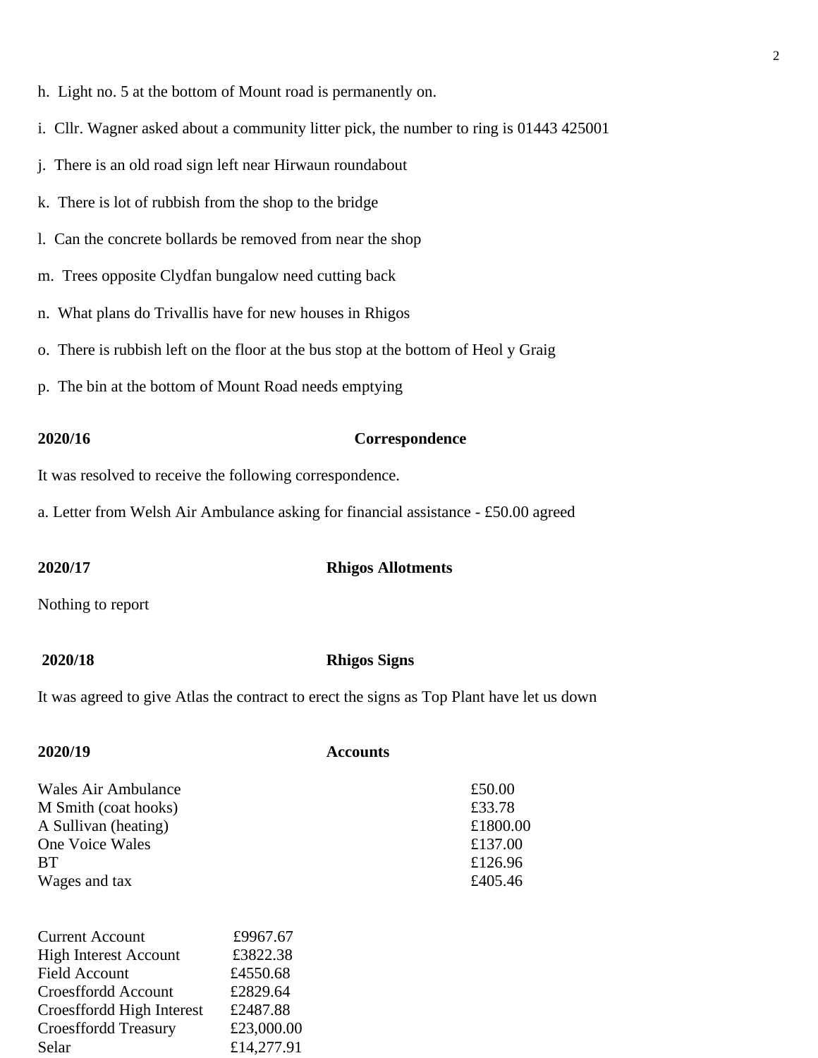h. Light no. 5 at the bottom of Mount road is permanently on.

i. Cllr. Wagner asked about a community litter pick, the number to ring is 01443 425001

j. There is an old road sign left near Hirwaun roundabout

k. There is lot of rubbish from the shop to the bridge

l. Can the concrete bollards be removed from near the shop

m. Trees opposite Clydfan bungalow need cutting back

n. What plans do Trivallis have for new houses in Rhigos

o. There is rubbish left on the floor at the bus stop at the bottom of Heol y Graig

p. The bin at the bottom of Mount Road needs emptying

**2020/16 Correspondence**

It was resolved to receive the following correspondence.

a. Letter from Welsh Air Ambulance asking for financial assistance - £50.00 agreed

**2020/17 Rhigos Allotments**

Nothing to report

**2020/18 Rhigos Signs**

It was agreed to give Atlas the contract to erect the signs as Top Plant have let us down

**2020/19 Accounts**

| | |
|---|---|
| Wales Air Ambulance | £50.00 |
| M Smith (coat hooks) | £33.78 |
| A Sullivan (heating) | £1800.00 |
| One Voice Wales | £137.00 |
| BT | £126.96 |
| Wages and tax | £405.46 |

| | |
|---|---|
| Current Account | £9967.67 |
| High Interest Account | £3822.38 |
| Field Account | £4550.68 |
| Croesffordd Account | £2829.64 |
| Croesffordd High Interest | £2487.88 |
| Croesffordd Treasury | £23,000.00 |
| Selar | £14,277.91 |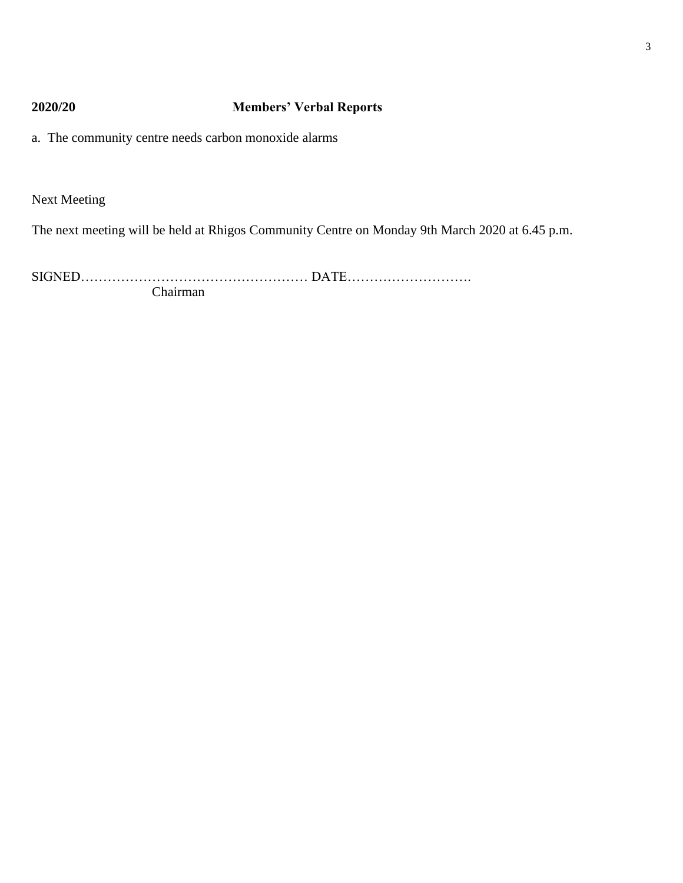**2020/20 Members' Verbal Reports**

a. The community centre needs carbon monoxide alarms

Next Meeting

The next meeting will be held at Rhigos Community Centre on Monday 9th March 2020 at 6.45 p.m.

SIGNED…………………………………………… DATE……………………….
Chairman